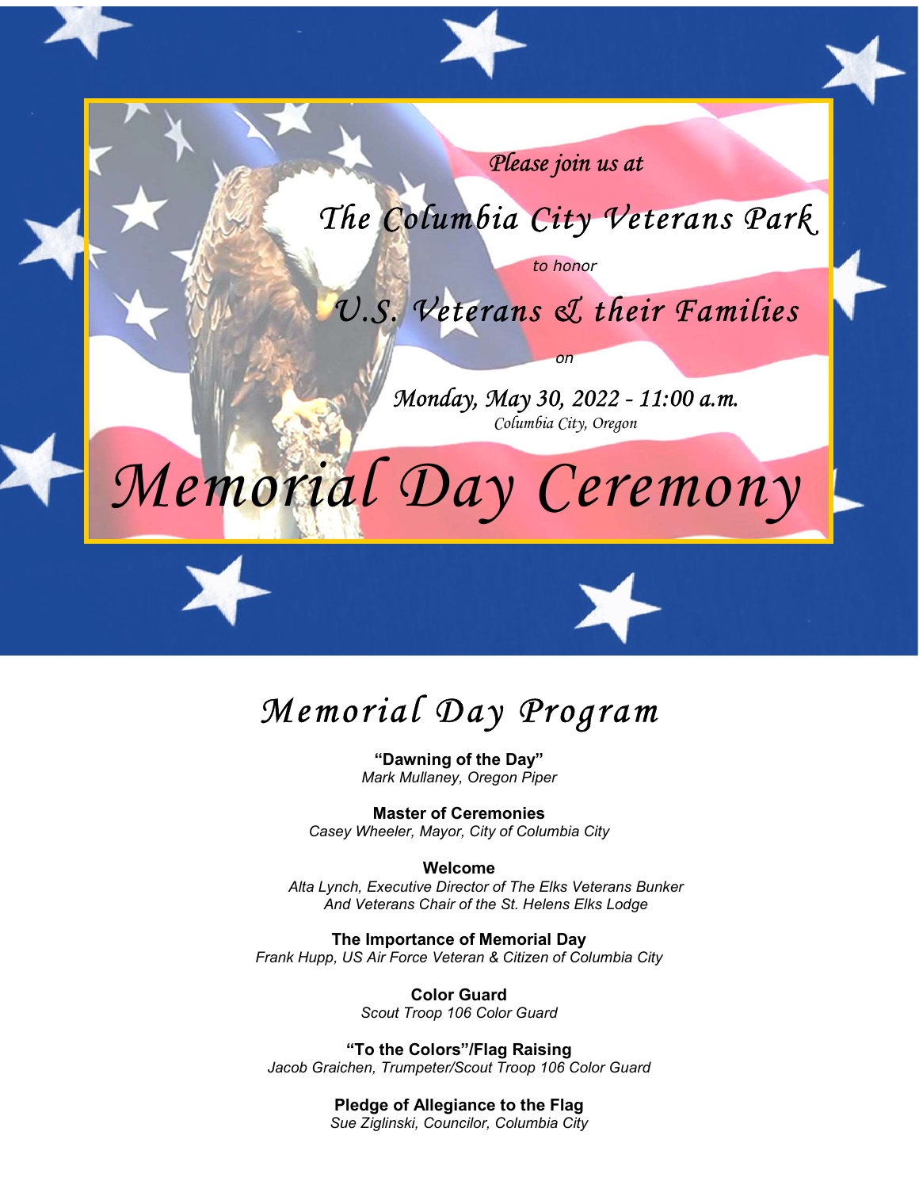*Please join us at*

# *The Columbia City Veterans Park*

*to honor*

## *U.S. Veterans & their Families*

*on*

### *Monday, May 30, 2022 - 11:00 a.m.*

*Columbia City, Oregon*

# *Memorial Day Ceremony*

## *Memorial Day Program*

**"Dawning of the Day"**
*Mark Mullaney, Oregon Piper*

**Master of Ceremonies**
*Casey Wheeler, Mayor, City of Columbia City*

**Welcome**
*Alta Lynch, Executive Director of The Elks Veterans Bunker*
*And Veterans Chair of the St. Helens Elks Lodge*

**The Importance of Memorial Day**
*Frank Hupp, US Air Force Veteran & Citizen of Columbia City*

**Color Guard**
*Scout Troop 106 Color Guard*

**"To the Colors"/Flag Raising**
*Jacob Graichen, Trumpeter/Scout Troop 106 Color Guard*

**Pledge of Allegiance to the Flag**
*Sue Ziglinski, Councilor, Columbia City*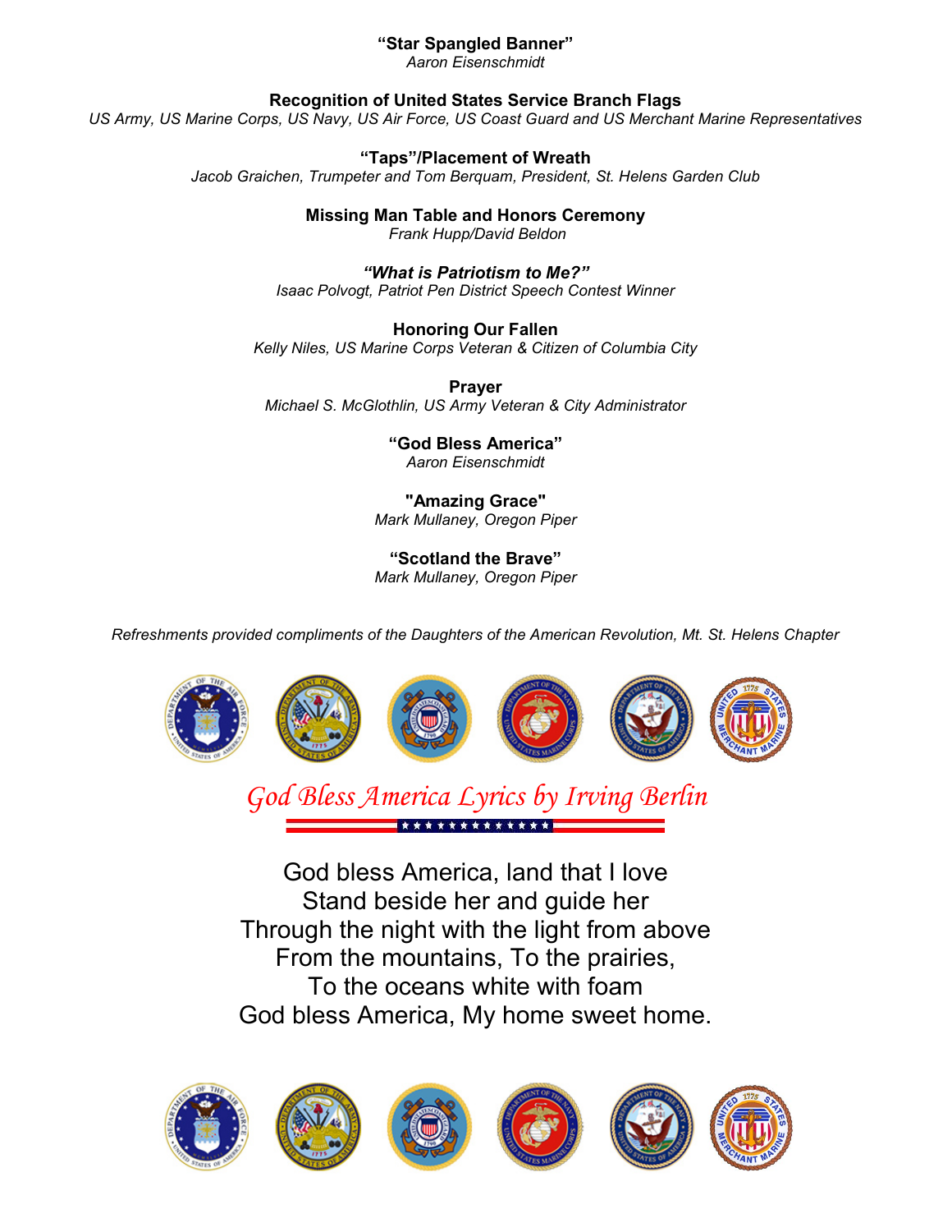**"Star Spangled Banner"**
*Aaron Eisenschmidt*

**Recognition of United States Service Branch Flags**
*US Army, US Marine Corps, US Navy, US Air Force, US Coast Guard and US Merchant Marine Representatives*

**"Taps"/Placement of Wreath**
*Jacob Graichen, Trumpeter and Tom Berquam, President, St. Helens Garden Club*

**Missing Man Table and Honors Ceremony**
*Frank Hupp/David Beldon*

***"What is Patriotism to Me?"***
*Isaac Polvogt, Patriot Pen District Speech Contest Winner*

**Honoring Our Fallen**
*Kelly Niles, US Marine Corps Veteran & Citizen of Columbia City*

**Prayer**
*Michael S. McGlothlin, US Army Veteran & City Administrator*

**"God Bless America"**
*Aaron Eisenschmidt*

**"Amazing Grace"**
*Mark Mullaney, Oregon Piper*

**"Scotland the Brave"**
*Mark Mullaney, Oregon Piper*

*Refreshments provided compliments of the Daughters of the American Revolution, Mt. St. Helens Chapter*

## God Bless America Lyrics by Irving Berlin

God bless America, land that I love
Stand beside her and guide her
Through the night with the light from above
From the mountains, To the prairies,
To the oceans white with foam
God bless America, My home sweet home.